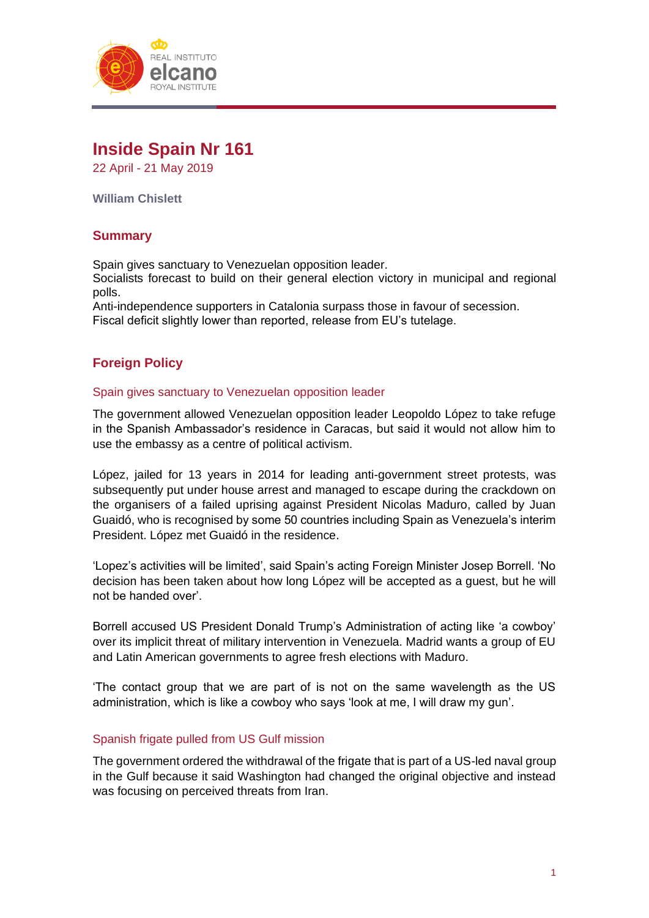# Inside Spain Nr 161

22 April - 21 May 2019

**William Chislett**

## Summary

Spain gives sanctuary to Venezuelan opposition leader.
Socialists forecast to build on their general election victory in municipal and regional polls.
Anti-independence supporters in Catalonia surpass those in favour of secession.
Fiscal deficit slightly lower than reported, release from EU's tutelage.

## Foreign Policy

### Spain gives sanctuary to Venezuelan opposition leader

The government allowed Venezuelan opposition leader Leopoldo López to take refuge in the Spanish Ambassador's residence in Caracas, but said it would not allow him to use the embassy as a centre of political activism.

López, jailed for 13 years in 2014 for leading anti-government street protests, was subsequently put under house arrest and managed to escape during the crackdown on the organisers of a failed uprising against President Nicolas Maduro, called by Juan Guaidó, who is recognised by some 50 countries including Spain as Venezuela's interim President. López met Guaidó in the residence.

'Lopez's activities will be limited', said Spain's acting Foreign Minister Josep Borrell. 'No decision has been taken about how long López will be accepted as a guest, but he will not be handed over'.

Borrell accused US President Donald Trump's Administration of acting like 'a cowboy' over its implicit threat of military intervention in Venezuela. Madrid wants a group of EU and Latin American governments to agree fresh elections with Maduro.

'The contact group that we are part of is not on the same wavelength as the US administration, which is like a cowboy who says 'look at me, I will draw my gun'.

### Spanish frigate pulled from US Gulf mission

The government ordered the withdrawal of the frigate that is part of a US-led naval group in the Gulf because it said Washington had changed the original objective and instead was focusing on perceived threats from Iran.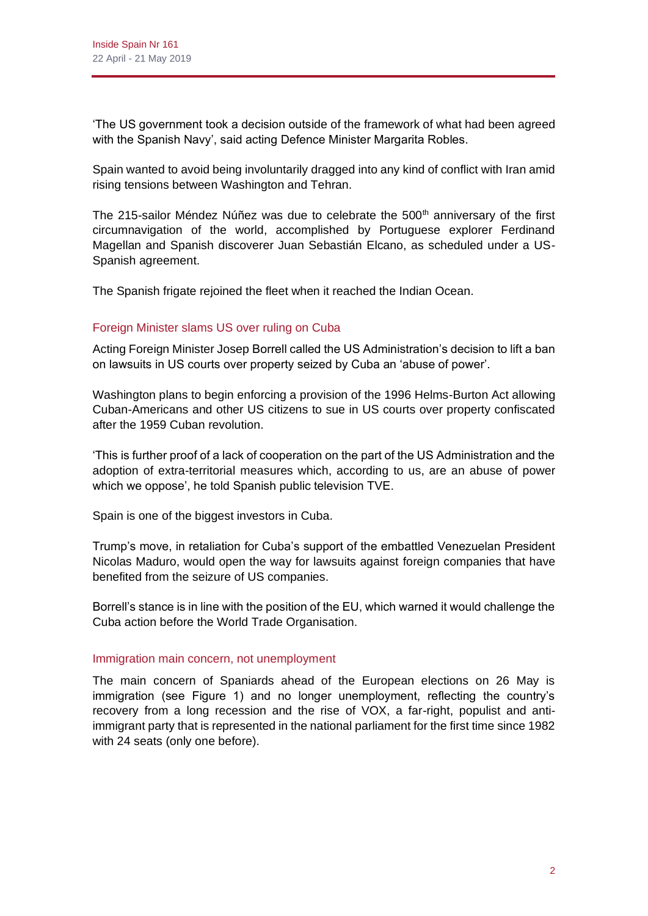'The US government took a decision outside of the framework of what had been agreed with the Spanish Navy', said acting Defence Minister Margarita Robles.

Spain wanted to avoid being involuntarily dragged into any kind of conflict with Iran amid rising tensions between Washington and Tehran.

The 215-sailor Méndez Núñez was due to celebrate the 500th anniversary of the first circumnavigation of the world, accomplished by Portuguese explorer Ferdinand Magellan and Spanish discoverer Juan Sebastián Elcano, as scheduled under a US-Spanish agreement.

The Spanish frigate rejoined the fleet when it reached the Indian Ocean.

### Foreign Minister slams US over ruling on Cuba

Acting Foreign Minister Josep Borrell called the US Administration's decision to lift a ban on lawsuits in US courts over property seized by Cuba an 'abuse of power'.

Washington plans to begin enforcing a provision of the 1996 Helms-Burton Act allowing Cuban-Americans and other US citizens to sue in US courts over property confiscated after the 1959 Cuban revolution.

'This is further proof of a lack of cooperation on the part of the US Administration and the adoption of extra-territorial measures which, according to us, are an abuse of power which we oppose', he told Spanish public television TVE.

Spain is one of the biggest investors in Cuba.

Trump's move, in retaliation for Cuba's support of the embattled Venezuelan President Nicolas Maduro, would open the way for lawsuits against foreign companies that have benefited from the seizure of US companies.

Borrell's stance is in line with the position of the EU, which warned it would challenge the Cuba action before the World Trade Organisation.

### Immigration main concern, not unemployment

The main concern of Spaniards ahead of the European elections on 26 May is immigration (see Figure 1) and no longer unemployment, reflecting the country's recovery from a long recession and the rise of VOX, a far-right, populist and anti-immigrant party that is represented in the national parliament for the first time since 1982 with 24 seats (only one before).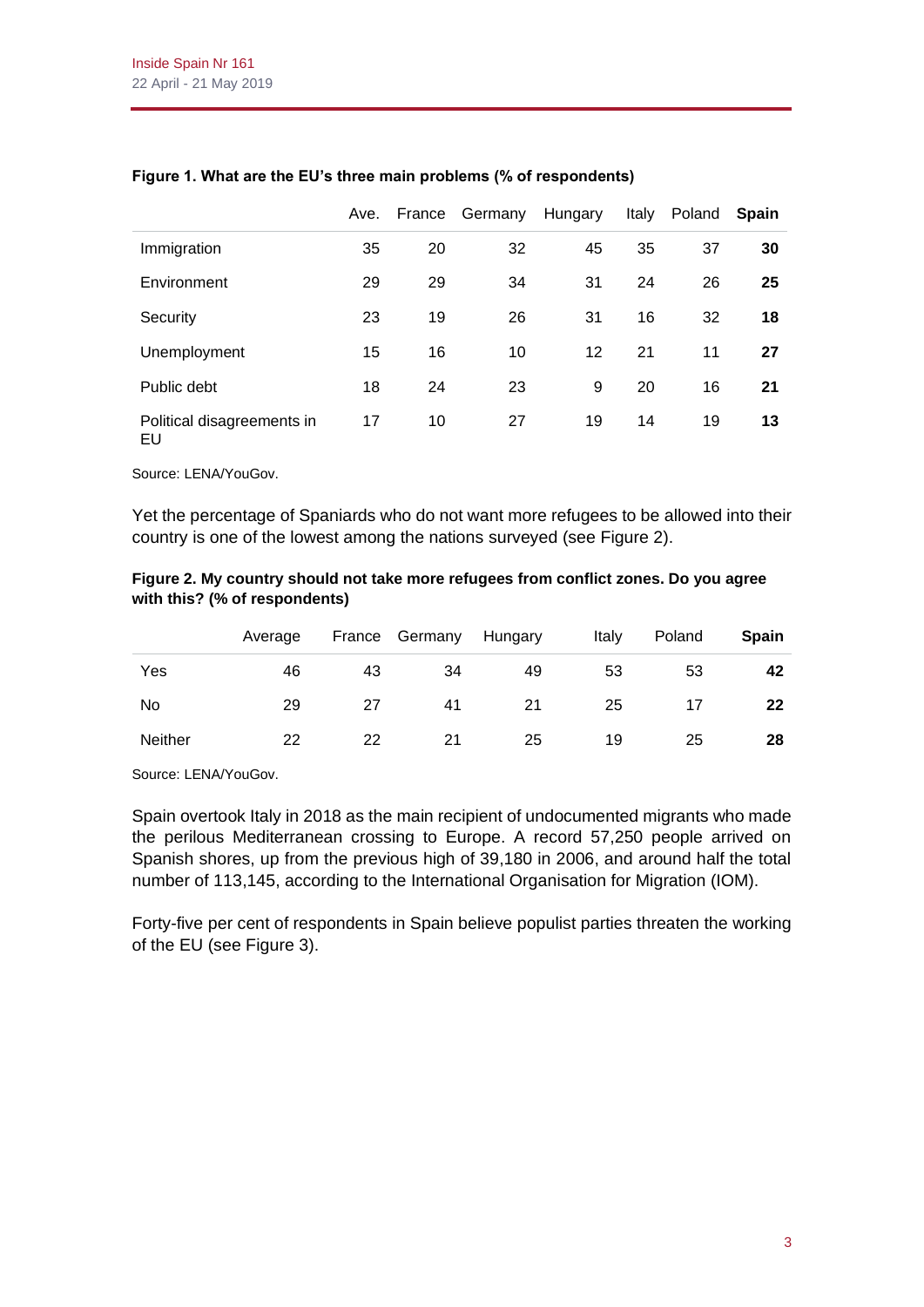**Figure 1. What are the EU's three main problems (% of respondents)**

| | Ave. | France | Germany | Hungary | Italy | Poland | **Spain** |
|---|---|---|---|---|---|---|---|
| Immigration | 35 | 20 | 32 | 45 | 35 | 37 | **30** |
| Environment | 29 | 29 | 34 | 31 | 24 | 26 | **25** |
| Security | 23 | 19 | 26 | 31 | 16 | 32 | **18** |
| Unemployment | 15 | 16 | 10 | 12 | 21 | 11 | **27** |
| Public debt | 18 | 24 | 23 | 9 | 20 | 16 | **21** |
| Political disagreements in EU | 17 | 10 | 27 | 19 | 14 | 19 | **13** |

Source: LENA/YouGov.

Yet the percentage of Spaniards who do not want more refugees to be allowed into their country is one of the lowest among the nations surveyed (see Figure 2).

**Figure 2. My country should not take more refugees from conflict zones. Do you agree with this? (% of respondents)**

| | Average | France | Germany | Hungary | Italy | Poland | **Spain** |
|---|---|---|---|---|---|---|---|
| Yes | 46 | 43 | 34 | 49 | 53 | 53 | **42** |
| No | 29 | 27 | 41 | 21 | 25 | 17 | **22** |
| Neither | 22 | 22 | 21 | 25 | 19 | 25 | **28** |

Source: LENA/YouGov.

Spain overtook Italy in 2018 as the main recipient of undocumented migrants who made the perilous Mediterranean crossing to Europe. A record 57,250 people arrived on Spanish shores, up from the previous high of 39,180 in 2006, and around half the total number of 113,145, according to the International Organisation for Migration (IOM).

Forty-five per cent of respondents in Spain believe populist parties threaten the working of the EU (see Figure 3).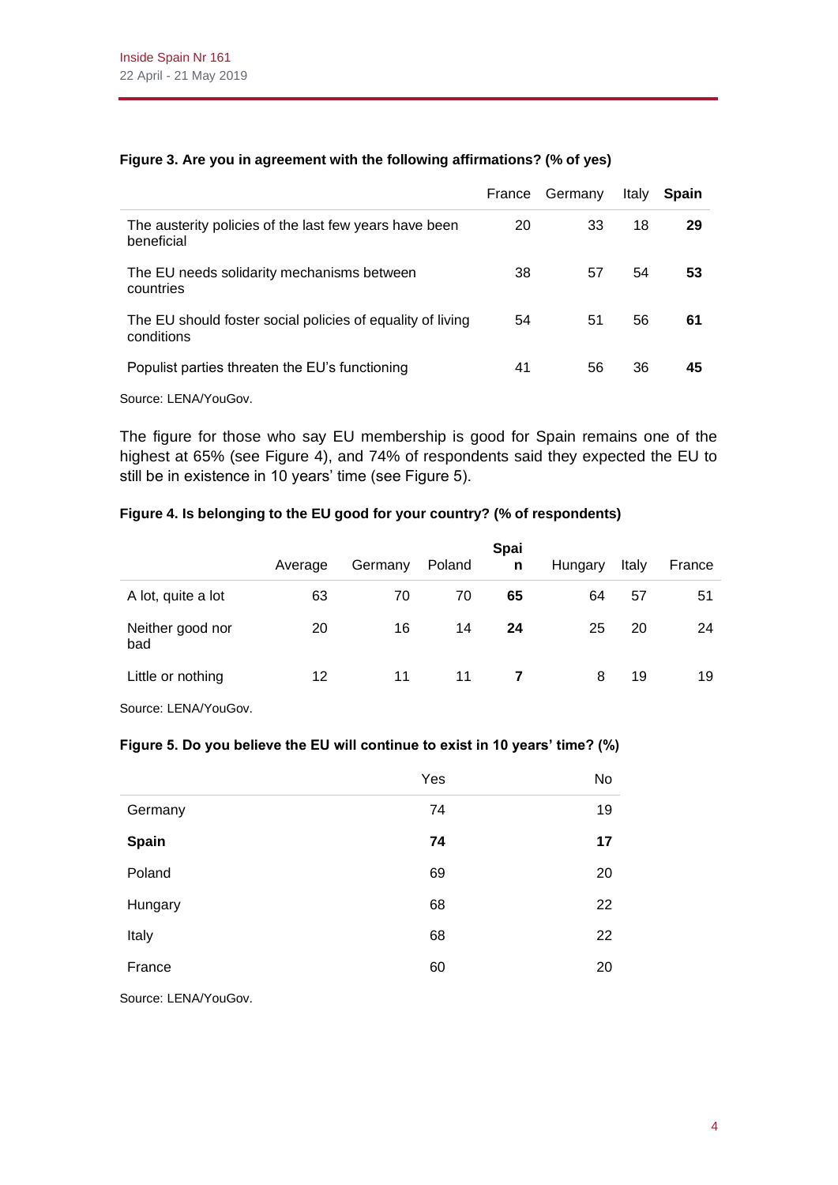**Figure 3. Are you in agreement with the following affirmations? (% of yes)**

| | France | Germany | Italy | **Spain** |
|---|---|---|---|---|
| The austerity policies of the last few years have been beneficial | 20 | 33 | 18 | **29** |
| The EU needs solidarity mechanisms between countries | 38 | 57 | 54 | **53** |
| The EU should foster social policies of equality of living conditions | 54 | 51 | 56 | **61** |
| Populist parties threaten the EU's functioning | 41 | 56 | 36 | **45** |

Source: LENA/YouGov.

The figure for those who say EU membership is good for Spain remains one of the highest at 65% (see Figure 4), and 74% of respondents said they expected the EU to still be in existence in 10 years' time (see Figure 5).

**Figure 4. Is belonging to the EU good for your country? (% of respondents)**

| | Average | Germany | Poland | **Spain** | Hungary | Italy | France |
|---|---|---|---|---|---|---|---|
| A lot, quite a lot | 63 | 70 | 70 | **65** | 64 | 57 | 51 |
| Neither good nor bad | 20 | 16 | 14 | **24** | 25 | 20 | 24 |
| Little or nothing | 12 | 11 | 11 | **7** | 8 | 19 | 19 |

Source: LENA/YouGov.

**Figure 5. Do you believe the EU will continue to exist in 10 years' time? (%)**

| | Yes | No |
|---|---|---|
| Germany | 74 | 19 |
| **Spain** | **74** | **17** |
| Poland | 69 | 20 |
| Hungary | 68 | 22 |
| Italy | 68 | 22 |
| France | 60 | 20 |

Source: LENA/YouGov.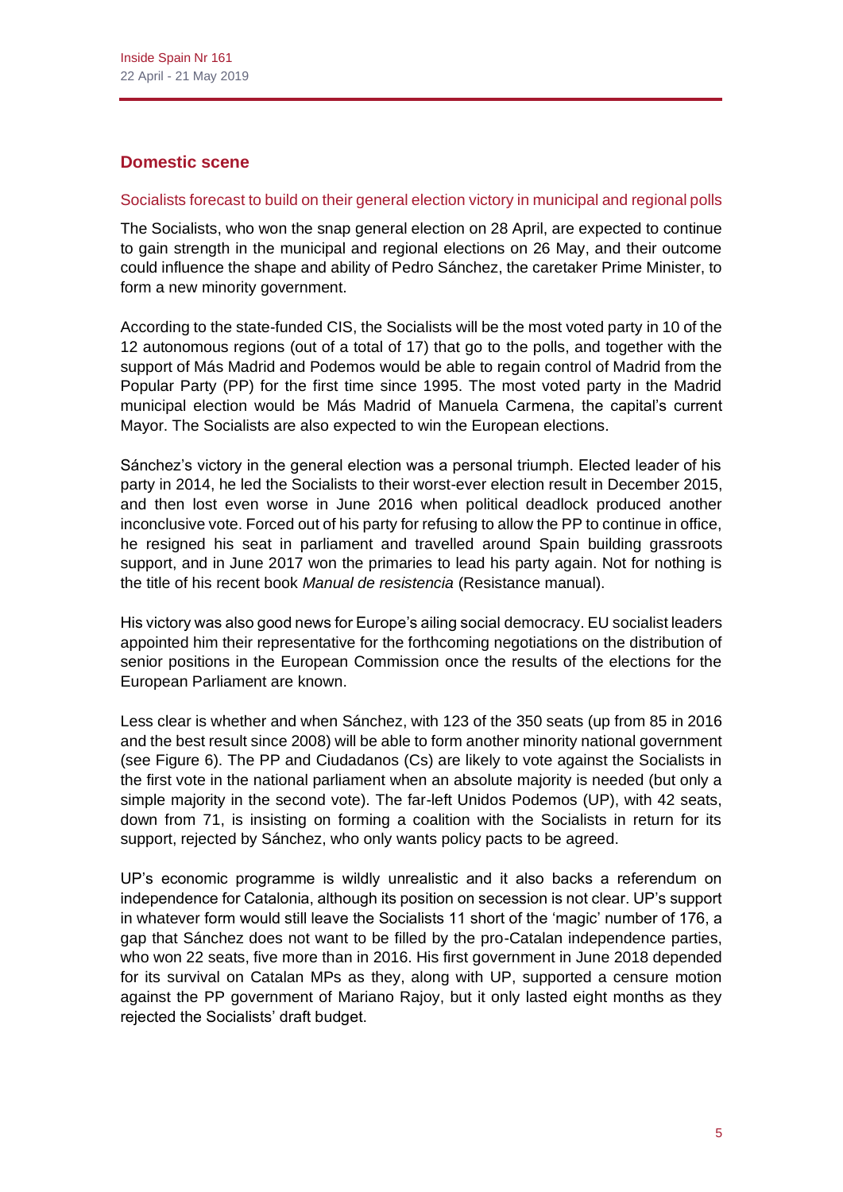## Domestic scene

### Socialists forecast to build on their general election victory in municipal and regional polls

The Socialists, who won the snap general election on 28 April, are expected to continue to gain strength in the municipal and regional elections on 26 May, and their outcome could influence the shape and ability of Pedro Sánchez, the caretaker Prime Minister, to form a new minority government.

According to the state-funded CIS, the Socialists will be the most voted party in 10 of the 12 autonomous regions (out of a total of 17) that go to the polls, and together with the support of Más Madrid and Podemos would be able to regain control of Madrid from the Popular Party (PP) for the first time since 1995. The most voted party in the Madrid municipal election would be Más Madrid of Manuela Carmena, the capital's current Mayor. The Socialists are also expected to win the European elections.

Sánchez's victory in the general election was a personal triumph. Elected leader of his party in 2014, he led the Socialists to their worst-ever election result in December 2015, and then lost even worse in June 2016 when political deadlock produced another inconclusive vote. Forced out of his party for refusing to allow the PP to continue in office, he resigned his seat in parliament and travelled around Spain building grassroots support, and in June 2017 won the primaries to lead his party again. Not for nothing is the title of his recent book *Manual de resistencia* (Resistance manual).

His victory was also good news for Europe's ailing social democracy. EU socialist leaders appointed him their representative for the forthcoming negotiations on the distribution of senior positions in the European Commission once the results of the elections for the European Parliament are known.

Less clear is whether and when Sánchez, with 123 of the 350 seats (up from 85 in 2016 and the best result since 2008) will be able to form another minority national government (see Figure 6). The PP and Ciudadanos (Cs) are likely to vote against the Socialists in the first vote in the national parliament when an absolute majority is needed (but only a simple majority in the second vote). The far-left Unidos Podemos (UP), with 42 seats, down from 71, is insisting on forming a coalition with the Socialists in return for its support, rejected by Sánchez, who only wants policy pacts to be agreed.

UP's economic programme is wildly unrealistic and it also backs a referendum on independence for Catalonia, although its position on secession is not clear. UP's support in whatever form would still leave the Socialists 11 short of the 'magic' number of 176, a gap that Sánchez does not want to be filled by the pro-Catalan independence parties, who won 22 seats, five more than in 2016. His first government in June 2018 depended for its survival on Catalan MPs as they, along with UP, supported a censure motion against the PP government of Mariano Rajoy, but it only lasted eight months as they rejected the Socialists' draft budget.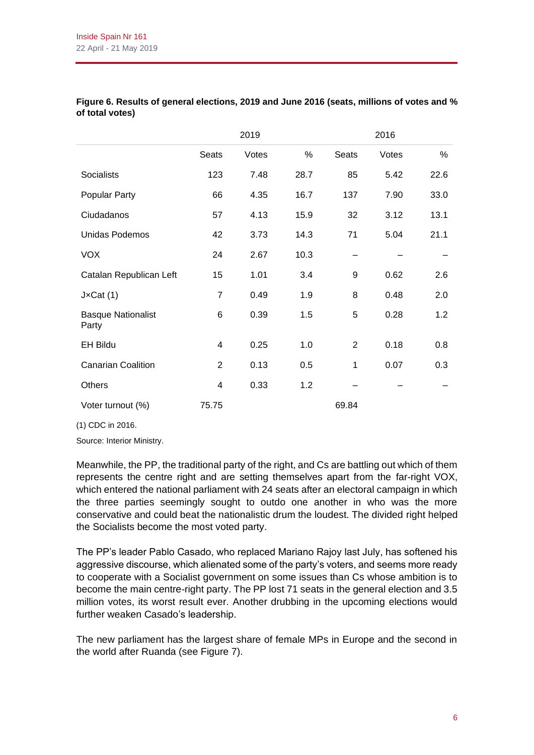**Figure 6. Results of general elections, 2019 and June 2016 (seats, millions of votes and % of total votes)**

| | 2019 | | | 2016 | | |
|---|---|---|---|---|---|---|
| | Seats | Votes | % | Seats | Votes | % |
| Socialists | 123 | 7.48 | 28.7 | 85 | 5.42 | 22.6 |
| Popular Party | 66 | 4.35 | 16.7 | 137 | 7.90 | 33.0 |
| Ciudadanos | 57 | 4.13 | 15.9 | 32 | 3.12 | 13.1 |
| Unidas Podemos | 42 | 3.73 | 14.3 | 71 | 5.04 | 21.1 |
| VOX | 24 | 2.67 | 10.3 | – | – | – |
| Catalan Republican Left | 15 | 1.01 | 3.4 | 9 | 0.62 | 2.6 |
| J×Cat (1) | 7 | 0.49 | 1.9 | 8 | 0.48 | 2.0 |
| Basque Nationalist Party | 6 | 0.39 | 1.5 | 5 | 0.28 | 1.2 |
| EH Bildu | 4 | 0.25 | 1.0 | 2 | 0.18 | 0.8 |
| Canarian Coalition | 2 | 0.13 | 0.5 | 1 | 0.07 | 0.3 |
| Others | 4 | 0.33 | 1.2 | – | – | – |
| Voter turnout (%) | 75.75 | | | 69.84 | | |

(1) CDC in 2016.

Source: Interior Ministry.

Meanwhile, the PP, the traditional party of the right, and Cs are battling out which of them represents the centre right and are setting themselves apart from the far-right VOX, which entered the national parliament with 24 seats after an electoral campaign in which the three parties seemingly sought to outdo one another in who was the more conservative and could beat the nationalistic drum the loudest. The divided right helped the Socialists become the most voted party.

The PP's leader Pablo Casado, who replaced Mariano Rajoy last July, has softened his aggressive discourse, which alienated some of the party's voters, and seems more ready to cooperate with a Socialist government on some issues than Cs whose ambition is to become the main centre-right party. The PP lost 71 seats in the general election and 3.5 million votes, its worst result ever. Another drubbing in the upcoming elections would further weaken Casado's leadership.

The new parliament has the largest share of female MPs in Europe and the second in the world after Ruanda (see Figure 7).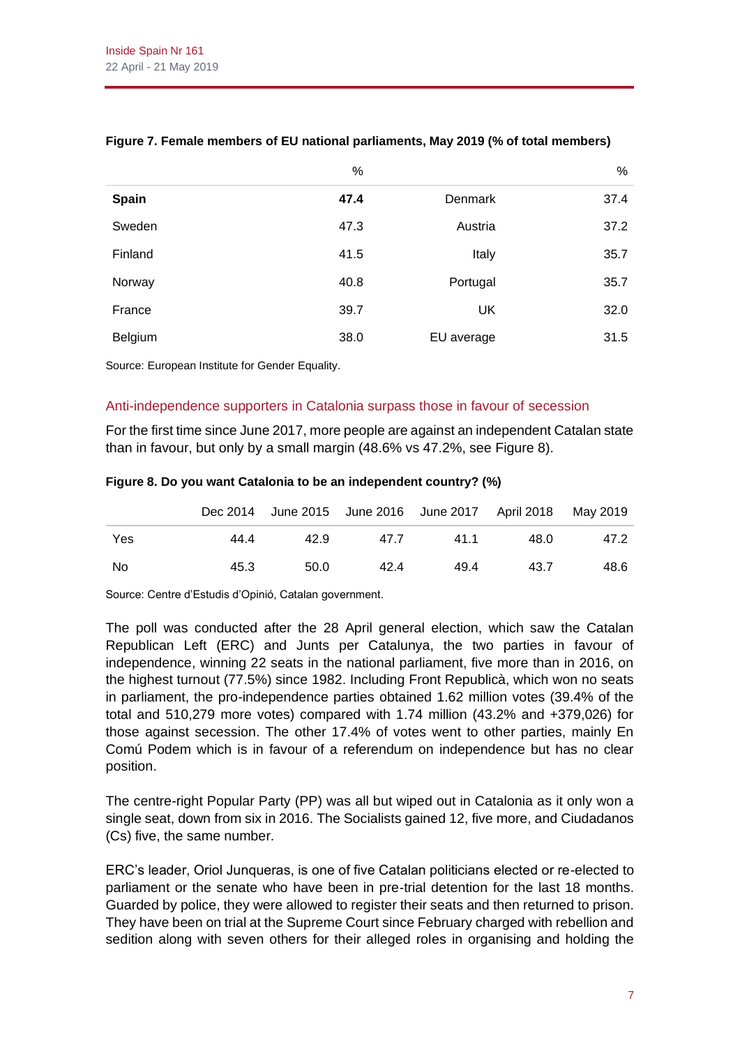**Figure 7. Female members of EU national parliaments, May 2019 (% of total members)**

| | % | | % |
|---|---|---|---|
| **Spain** | **47.4** | Denmark | 37.4 |
| Sweden | 47.3 | Austria | 37.2 |
| Finland | 41.5 | Italy | 35.7 |
| Norway | 40.8 | Portugal | 35.7 |
| France | 39.7 | UK | 32.0 |
| Belgium | 38.0 | EU average | 31.5 |

Source: European Institute for Gender Equality.

## Anti-independence supporters in Catalonia surpass those in favour of secession

For the first time since June 2017, more people are against an independent Catalan state than in favour, but only by a small margin (48.6% vs 47.2%, see Figure 8).

**Figure 8. Do you want Catalonia to be an independent country? (%)**

| | Dec 2014 | June 2015 | June 2016 | June 2017 | April 2018 | May 2019 |
|---|---|---|---|---|---|---|
| Yes | 44.4 | 42.9 | 47.7 | 41.1 | 48.0 | 47.2 |
| No | 45.3 | 50.0 | 42.4 | 49.4 | 43.7 | 48.6 |

Source: Centre d'Estudis d'Opinió, Catalan government.

The poll was conducted after the 28 April general election, which saw the Catalan Republican Left (ERC) and Junts per Catalunya, the two parties in favour of independence, winning 22 seats in the national parliament, five more than in 2016, on the highest turnout (77.5%) since 1982. Including Front Republicà, which won no seats in parliament, the pro-independence parties obtained 1.62 million votes (39.4% of the total and 510,279 more votes) compared with 1.74 million (43.2% and +379,026) for those against secession. The other 17.4% of votes went to other parties, mainly En Comú Podem which is in favour of a referendum on independence but has no clear position.

The centre-right Popular Party (PP) was all but wiped out in Catalonia as it only won a single seat, down from six in 2016. The Socialists gained 12, five more, and Ciudadanos (Cs) five, the same number.

ERC's leader, Oriol Junqueras, is one of five Catalan politicians elected or re-elected to parliament or the senate who have been in pre-trial detention for the last 18 months. Guarded by police, they were allowed to register their seats and then returned to prison. They have been on trial at the Supreme Court since February charged with rebellion and sedition along with seven others for their alleged roles in organising and holding the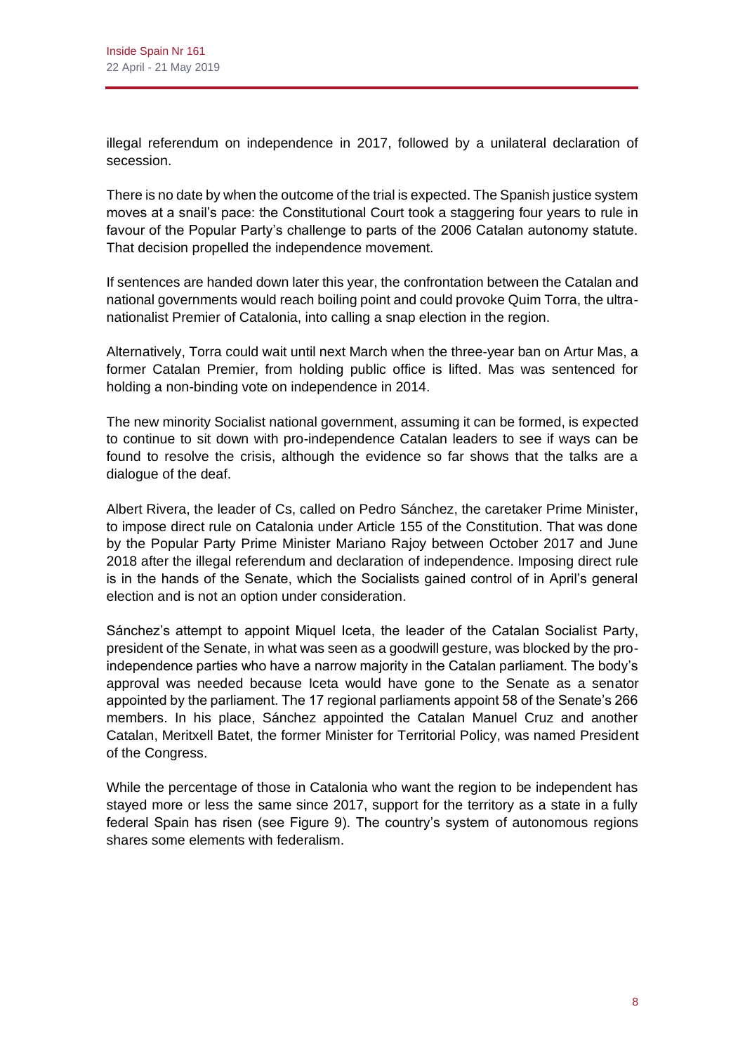illegal referendum on independence in 2017, followed by a unilateral declaration of secession.

There is no date by when the outcome of the trial is expected. The Spanish justice system moves at a snail's pace: the Constitutional Court took a staggering four years to rule in favour of the Popular Party's challenge to parts of the 2006 Catalan autonomy statute. That decision propelled the independence movement.

If sentences are handed down later this year, the confrontation between the Catalan and national governments would reach boiling point and could provoke Quim Torra, the ultra-nationalist Premier of Catalonia, into calling a snap election in the region.

Alternatively, Torra could wait until next March when the three-year ban on Artur Mas, a former Catalan Premier, from holding public office is lifted. Mas was sentenced for holding a non-binding vote on independence in 2014.

The new minority Socialist national government, assuming it can be formed, is expected to continue to sit down with pro-independence Catalan leaders to see if ways can be found to resolve the crisis, although the evidence so far shows that the talks are a dialogue of the deaf.

Albert Rivera, the leader of Cs, called on Pedro Sánchez, the caretaker Prime Minister, to impose direct rule on Catalonia under Article 155 of the Constitution. That was done by the Popular Party Prime Minister Mariano Rajoy between October 2017 and June 2018 after the illegal referendum and declaration of independence. Imposing direct rule is in the hands of the Senate, which the Socialists gained control of in April's general election and is not an option under consideration.

Sánchez's attempt to appoint Miquel Iceta, the leader of the Catalan Socialist Party, president of the Senate, in what was seen as a goodwill gesture, was blocked by the pro-independence parties who have a narrow majority in the Catalan parliament. The body's approval was needed because Iceta would have gone to the Senate as a senator appointed by the parliament. The 17 regional parliaments appoint 58 of the Senate's 266 members. In his place, Sánchez appointed the Catalan Manuel Cruz and another Catalan, Meritxell Batet, the former Minister for Territorial Policy, was named President of the Congress.

While the percentage of those in Catalonia who want the region to be independent has stayed more or less the same since 2017, support for the territory as a state in a fully federal Spain has risen (see Figure 9). The country's system of autonomous regions shares some elements with federalism.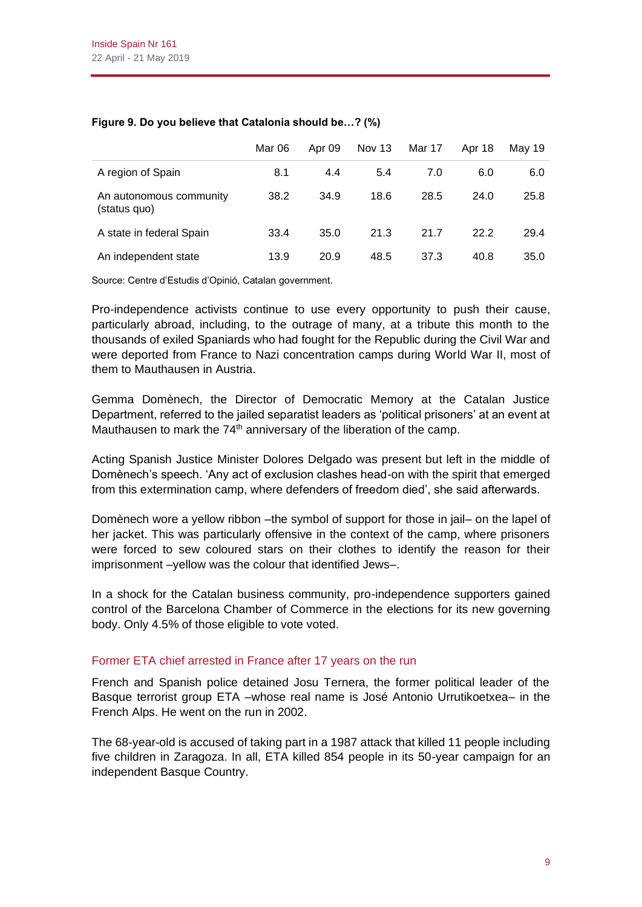**Figure 9. Do you believe that Catalonia should be…? (%)**

| | Mar 06 | Apr 09 | Nov 13 | Mar 17 | Apr 18 | May 19 |
|---|---|---|---|---|---|---|
| A region of Spain | 8.1 | 4.4 | 5.4 | 7.0 | 6.0 | 6.0 |
| An autonomous community (status quo) | 38.2 | 34.9 | 18.6 | 28.5 | 24.0 | 25.8 |
| A state in federal Spain | 33.4 | 35.0 | 21.3 | 21.7 | 22.2 | 29.4 |
| An independent state | 13.9 | 20.9 | 48.5 | 37.3 | 40.8 | 35.0 |

Source: Centre d'Estudis d'Opinió, Catalan government.

Pro-independence activists continue to use every opportunity to push their cause, particularly abroad, including, to the outrage of many, at a tribute this month to the thousands of exiled Spaniards who had fought for the Republic during the Civil War and were deported from France to Nazi concentration camps during World War II, most of them to Mauthausen in Austria.

Gemma Domènech, the Director of Democratic Memory at the Catalan Justice Department, referred to the jailed separatist leaders as 'political prisoners' at an event at Mauthausen to mark the 74th anniversary of the liberation of the camp.

Acting Spanish Justice Minister Dolores Delgado was present but left in the middle of Domènech's speech. 'Any act of exclusion clashes head-on with the spirit that emerged from this extermination camp, where defenders of freedom died', she said afterwards.

Domènech wore a yellow ribbon –the symbol of support for those in jail– on the lapel of her jacket. This was particularly offensive in the context of the camp, where prisoners were forced to sew coloured stars on their clothes to identify the reason for their imprisonment –yellow was the colour that identified Jews–.

In a shock for the Catalan business community, pro-independence supporters gained control of the Barcelona Chamber of Commerce in the elections for its new governing body. Only 4.5% of those eligible to vote voted.

## Former ETA chief arrested in France after 17 years on the run

French and Spanish police detained Josu Ternera, the former political leader of the Basque terrorist group ETA –whose real name is José Antonio Urrutikoetxea– in the French Alps. He went on the run in 2002.

The 68-year-old is accused of taking part in a 1987 attack that killed 11 people including five children in Zaragoza. In all, ETA killed 854 people in its 50-year campaign for an independent Basque Country.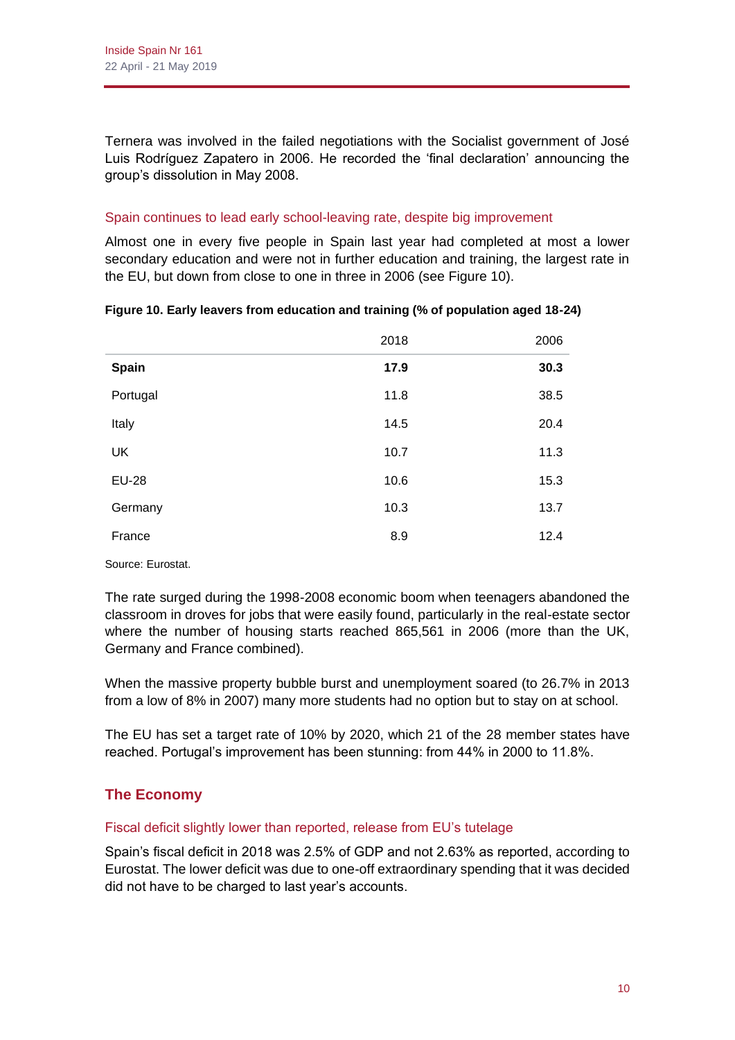Ternera was involved in the failed negotiations with the Socialist government of José Luis Rodríguez Zapatero in 2006. He recorded the 'final declaration' announcing the group's dissolution in May 2008.

### Spain continues to lead early school-leaving rate, despite big improvement

Almost one in every five people in Spain last year had completed at most a lower secondary education and were not in further education and training, the largest rate in the EU, but down from close to one in three in 2006 (see Figure 10).

**Figure 10. Early leavers from education and training (% of population aged 18-24)**

| | 2018 | 2006 |
|---|---|---|
| **Spain** | **17.9** | **30.3** |
| Portugal | 11.8 | 38.5 |
| Italy | 14.5 | 20.4 |
| UK | 10.7 | 11.3 |
| EU-28 | 10.6 | 15.3 |
| Germany | 10.3 | 13.7 |
| France | 8.9 | 12.4 |

Source: Eurostat.

The rate surged during the 1998-2008 economic boom when teenagers abandoned the classroom in droves for jobs that were easily found, particularly in the real-estate sector where the number of housing starts reached 865,561 in 2006 (more than the UK, Germany and France combined).

When the massive property bubble burst and unemployment soared (to 26.7% in 2013 from a low of 8% in 2007) many more students had no option but to stay on at school.

The EU has set a target rate of 10% by 2020, which 21 of the 28 member states have reached. Portugal's improvement has been stunning: from 44% in 2000 to 11.8%.

## The Economy

### Fiscal deficit slightly lower than reported, release from EU's tutelage

Spain's fiscal deficit in 2018 was 2.5% of GDP and not 2.63% as reported, according to Eurostat. The lower deficit was due to one-off extraordinary spending that it was decided did not have to be charged to last year's accounts.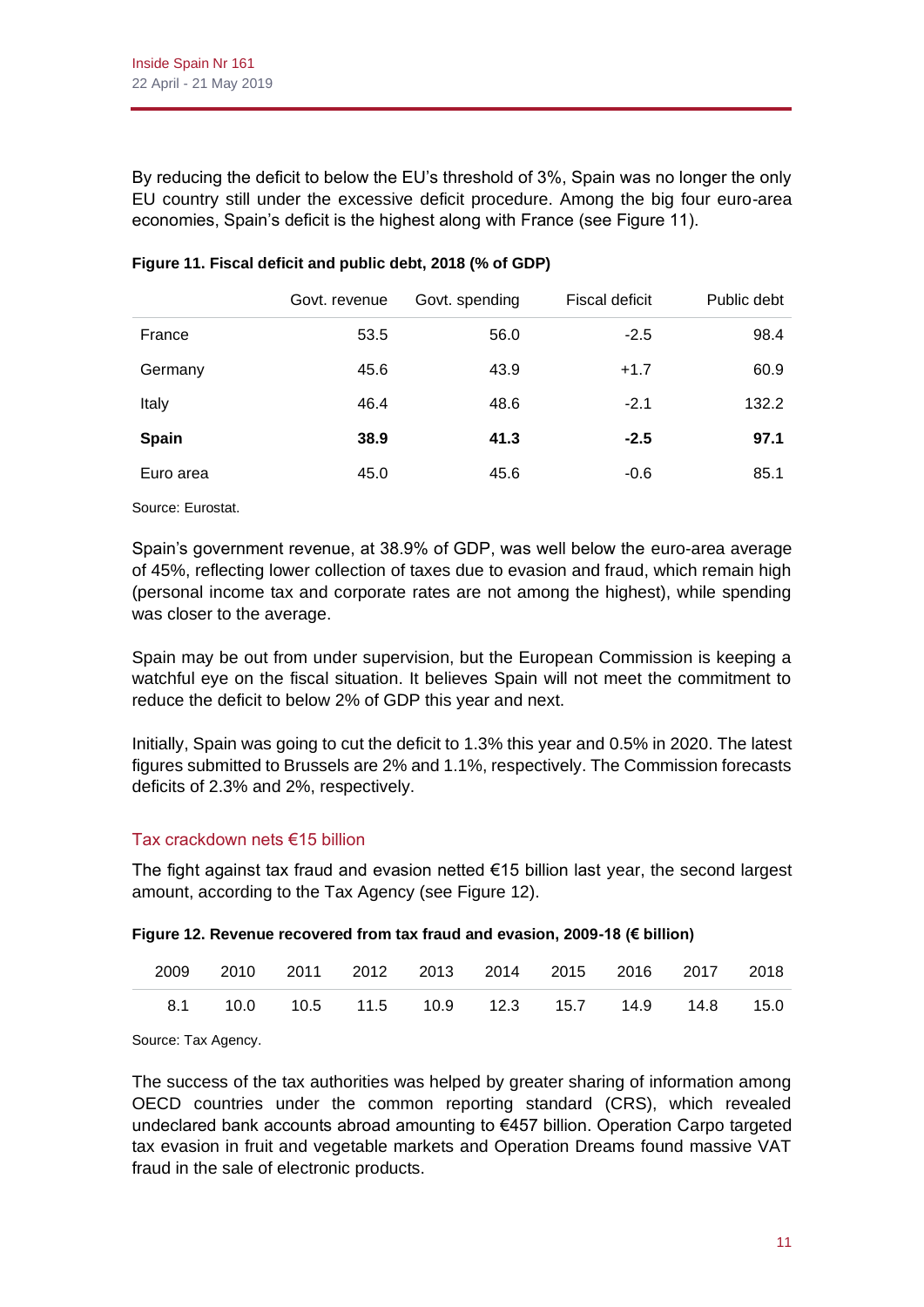By reducing the deficit to below the EU's threshold of 3%, Spain was no longer the only EU country still under the excessive deficit procedure. Among the big four euro-area economies, Spain's deficit is the highest along with France (see Figure 11).

**Figure 11. Fiscal deficit and public debt, 2018 (% of GDP)**

| | Govt. revenue | Govt. spending | Fiscal deficit | Public debt |
|---|---|---|---|---|
| France | 53.5 | 56.0 | -2.5 | 98.4 |
| Germany | 45.6 | 43.9 | +1.7 | 60.9 |
| Italy | 46.4 | 48.6 | -2.1 | 132.2 |
| **Spain** | **38.9** | **41.3** | **-2.5** | **97.1** |
| Euro area | 45.0 | 45.6 | -0.6 | 85.1 |

Source: Eurostat.

Spain's government revenue, at 38.9% of GDP, was well below the euro-area average of 45%, reflecting lower collection of taxes due to evasion and fraud, which remain high (personal income tax and corporate rates are not among the highest), while spending was closer to the average.

Spain may be out from under supervision, but the European Commission is keeping a watchful eye on the fiscal situation. It believes Spain will not meet the commitment to reduce the deficit to below 2% of GDP this year and next.

Initially, Spain was going to cut the deficit to 1.3% this year and 0.5% in 2020. The latest figures submitted to Brussels are 2% and 1.1%, respectively. The Commission forecasts deficits of 2.3% and 2%, respectively.

## Tax crackdown nets €15 billion

The fight against tax fraud and evasion netted €15 billion last year, the second largest amount, according to the Tax Agency (see Figure 12).

**Figure 12. Revenue recovered from tax fraud and evasion, 2009-18 (€ billion)**

| 2009 | 2010 | 2011 | 2012 | 2013 | 2014 | 2015 | 2016 | 2017 | 2018 |
|---|---|---|---|---|---|---|---|---|---|
| 8.1 | 10.0 | 10.5 | 11.5 | 10.9 | 12.3 | 15.7 | 14.9 | 14.8 | 15.0 |

Source: Tax Agency.

The success of the tax authorities was helped by greater sharing of information among OECD countries under the common reporting standard (CRS), which revealed undeclared bank accounts abroad amounting to €457 billion. Operation Carpo targeted tax evasion in fruit and vegetable markets and Operation Dreams found massive VAT fraud in the sale of electronic products.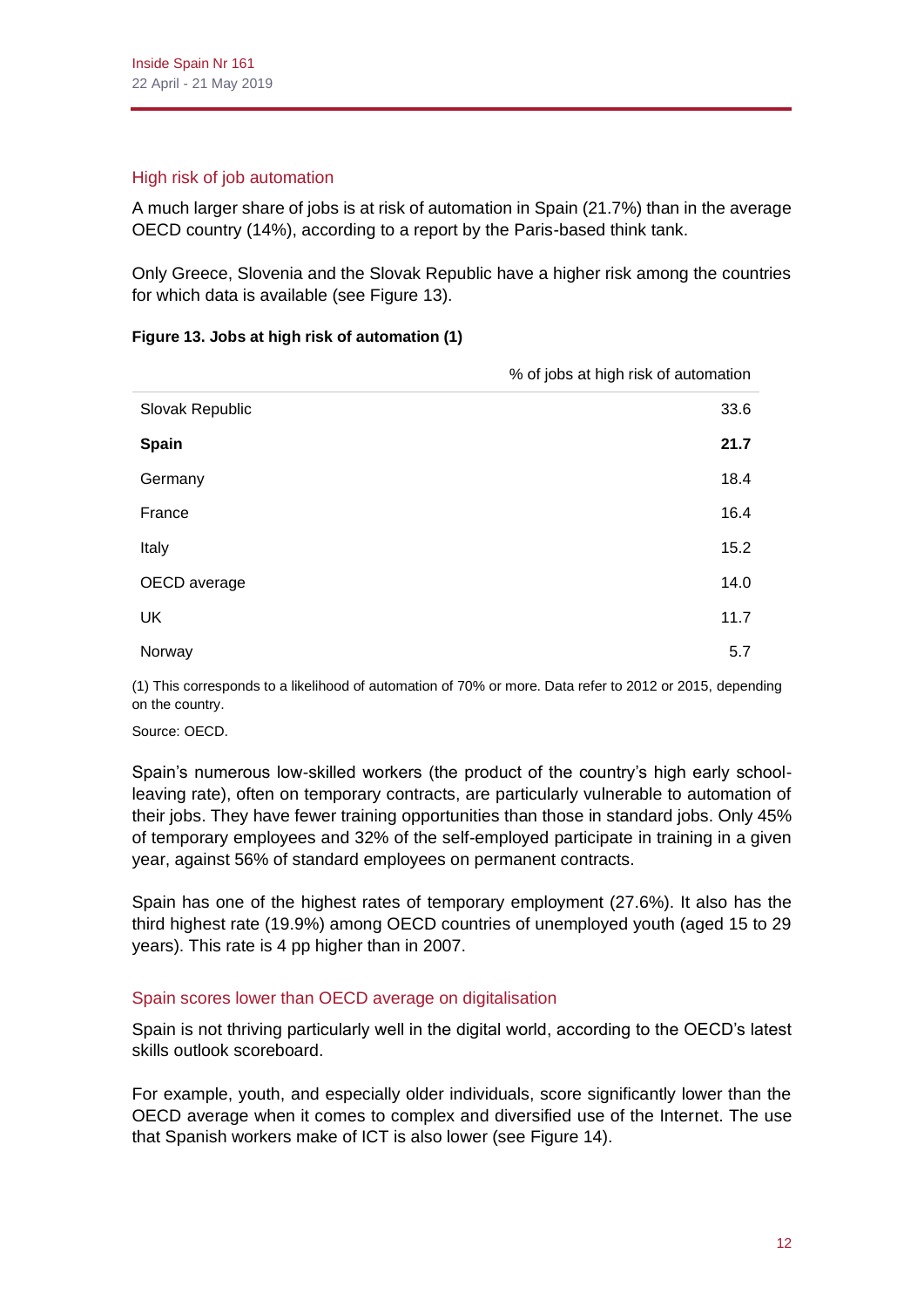## High risk of job automation

A much larger share of jobs is at risk of automation in Spain (21.7%) than in the average OECD country (14%), according to a report by the Paris-based think tank.

Only Greece, Slovenia and the Slovak Republic have a higher risk among the countries for which data is available (see Figure 13).

**Figure 13. Jobs at high risk of automation (1)**

| | % of jobs at high risk of automation |
|---|---|
| Slovak Republic | 33.6 |
| **Spain** | **21.7** |
| Germany | 18.4 |
| France | 16.4 |
| Italy | 15.2 |
| OECD average | 14.0 |
| UK | 11.7 |
| Norway | 5.7 |

(1) This corresponds to a likelihood of automation of 70% or more. Data refer to 2012 or 2015, depending on the country.

Source: OECD.

Spain's numerous low-skilled workers (the product of the country's high early school-leaving rate), often on temporary contracts, are particularly vulnerable to automation of their jobs. They have fewer training opportunities than those in standard jobs. Only 45% of temporary employees and 32% of the self-employed participate in training in a given year, against 56% of standard employees on permanent contracts.

Spain has one of the highest rates of temporary employment (27.6%). It also has the third highest rate (19.9%) among OECD countries of unemployed youth (aged 15 to 29 years). This rate is 4 pp higher than in 2007.

## Spain scores lower than OECD average on digitalisation

Spain is not thriving particularly well in the digital world, according to the OECD's latest skills outlook scoreboard.

For example, youth, and especially older individuals, score significantly lower than the OECD average when it comes to complex and diversified use of the Internet. The use that Spanish workers make of ICT is also lower (see Figure 14).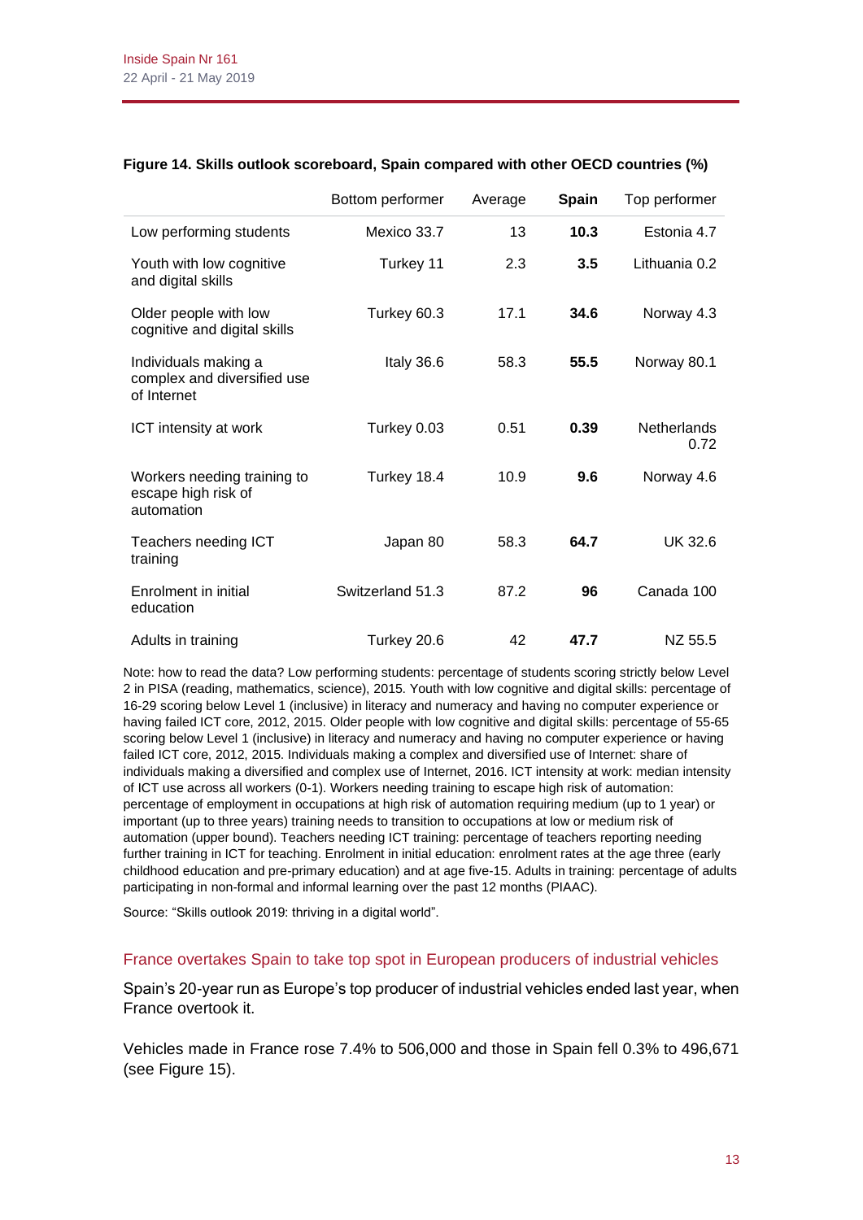**Figure 14. Skills outlook scoreboard, Spain compared with other OECD countries (%)**

| | Bottom performer | Average | **Spain** | Top performer |
|---|---|---|---|---|
| Low performing students | Mexico 33.7 | 13 | **10.3** | Estonia 4.7 |
| Youth with low cognitive and digital skills | Turkey 11 | 2.3 | **3.5** | Lithuania 0.2 |
| Older people with low cognitive and digital skills | Turkey 60.3 | 17.1 | **34.6** | Norway 4.3 |
| Individuals making a complex and diversified use of Internet | Italy 36.6 | 58.3 | **55.5** | Norway 80.1 |
| ICT intensity at work | Turkey 0.03 | 0.51 | **0.39** | Netherlands 0.72 |
| Workers needing training to escape high risk of automation | Turkey 18.4 | 10.9 | **9.6** | Norway 4.6 |
| Teachers needing ICT training | Japan 80 | 58.3 | **64.7** | UK 32.6 |
| Enrolment in initial education | Switzerland 51.3 | 87.2 | **96** | Canada 100 |
| Adults in training | Turkey 20.6 | 42 | **47.7** | NZ 55.5 |

Note: how to read the data? Low performing students: percentage of students scoring strictly below Level 2 in PISA (reading, mathematics, science), 2015. Youth with low cognitive and digital skills: percentage of 16-29 scoring below Level 1 (inclusive) in literacy and numeracy and having no computer experience or having failed ICT core, 2012, 2015. Older people with low cognitive and digital skills: percentage of 55-65 scoring below Level 1 (inclusive) in literacy and numeracy and having no computer experience or having failed ICT core, 2012, 2015. Individuals making a complex and diversified use of Internet: share of individuals making a diversified and complex use of Internet, 2016. ICT intensity at work: median intensity of ICT use across all workers (0-1). Workers needing training to escape high risk of automation: percentage of employment in occupations at high risk of automation requiring medium (up to 1 year) or important (up to three years) training needs to transition to occupations at low or medium risk of automation (upper bound). Teachers needing ICT training: percentage of teachers reporting needing further training in ICT for teaching. Enrolment in initial education: enrolment rates at the age three (early childhood education and pre-primary education) and at age five-15. Adults in training: percentage of adults participating in non-formal and informal learning over the past 12 months (PIAAC).

Source: "Skills outlook 2019: thriving in a digital world".

## France overtakes Spain to take top spot in European producers of industrial vehicles

Spain's 20-year run as Europe's top producer of industrial vehicles ended last year, when France overtook it.

Vehicles made in France rose 7.4% to 506,000 and those in Spain fell 0.3% to 496,671 (see Figure 15).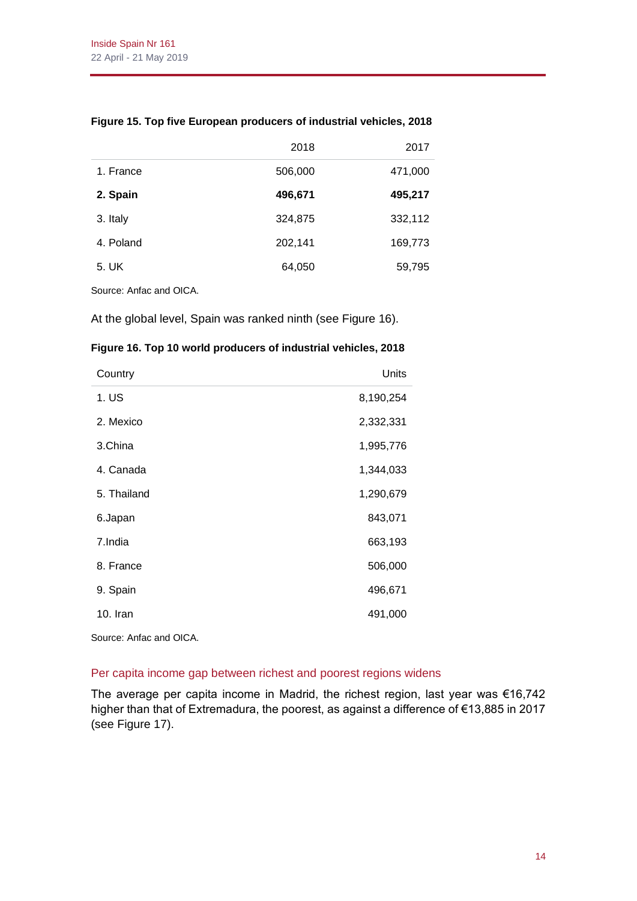**Figure 15. Top five European producers of industrial vehicles, 2018**

| | 2018 | 2017 |
|---|---|---|
| 1. France | 506,000 | 471,000 |
| **2. Spain** | **496,671** | **495,217** |
| 3. Italy | 324,875 | 332,112 |
| 4. Poland | 202,141 | 169,773 |
| 5. UK | 64,050 | 59,795 |

Source: Anfac and OICA.

At the global level, Spain was ranked ninth (see Figure 16).

**Figure 16. Top 10 world producers of industrial vehicles, 2018**

| Country | Units |
|---|---|
| 1. US | 8,190,254 |
| 2. Mexico | 2,332,331 |
| 3.China | 1,995,776 |
| 4. Canada | 1,344,033 |
| 5. Thailand | 1,290,679 |
| 6.Japan | 843,071 |
| 7.India | 663,193 |
| 8. France | 506,000 |
| 9. Spain | 496,671 |
| 10. Iran | 491,000 |

Source: Anfac and OICA.

## Per capita income gap between richest and poorest regions widens

The average per capita income in Madrid, the richest region, last year was €16,742 higher than that of Extremadura, the poorest, as against a difference of €13,885 in 2017 (see Figure 17).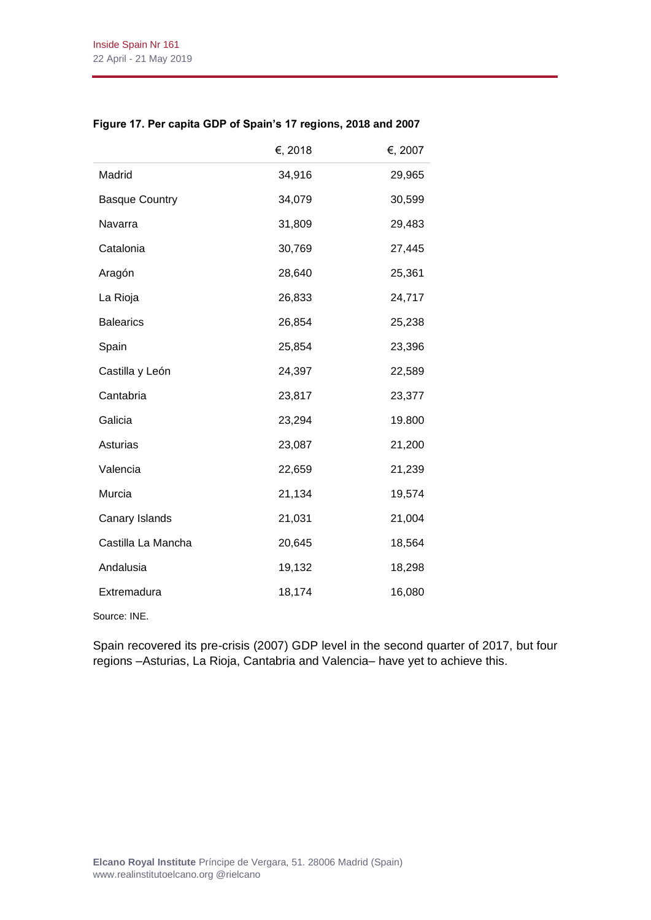**Figure 17. Per capita GDP of Spain's 17 regions, 2018 and 2007**

| | €, 2018 | €, 2007 |
|---|---|---|
| Madrid | 34,916 | 29,965 |
| Basque Country | 34,079 | 30,599 |
| Navarra | 31,809 | 29,483 |
| Catalonia | 30,769 | 27,445 |
| Aragón | 28,640 | 25,361 |
| La Rioja | 26,833 | 24,717 |
| Balearics | 26,854 | 25,238 |
| Spain | 25,854 | 23,396 |
| Castilla y León | 24,397 | 22,589 |
| Cantabria | 23,817 | 23,377 |
| Galicia | 23,294 | 19.800 |
| Asturias | 23,087 | 21,200 |
| Valencia | 22,659 | 21,239 |
| Murcia | 21,134 | 19,574 |
| Canary Islands | 21,031 | 21,004 |
| Castilla La Mancha | 20,645 | 18,564 |
| Andalusia | 19,132 | 18,298 |
| Extremadura | 18,174 | 16,080 |

Source: INE.

Spain recovered its pre-crisis (2007) GDP level in the second quarter of 2017, but four regions –Asturias, La Rioja, Cantabria and Valencia– have yet to achieve this.